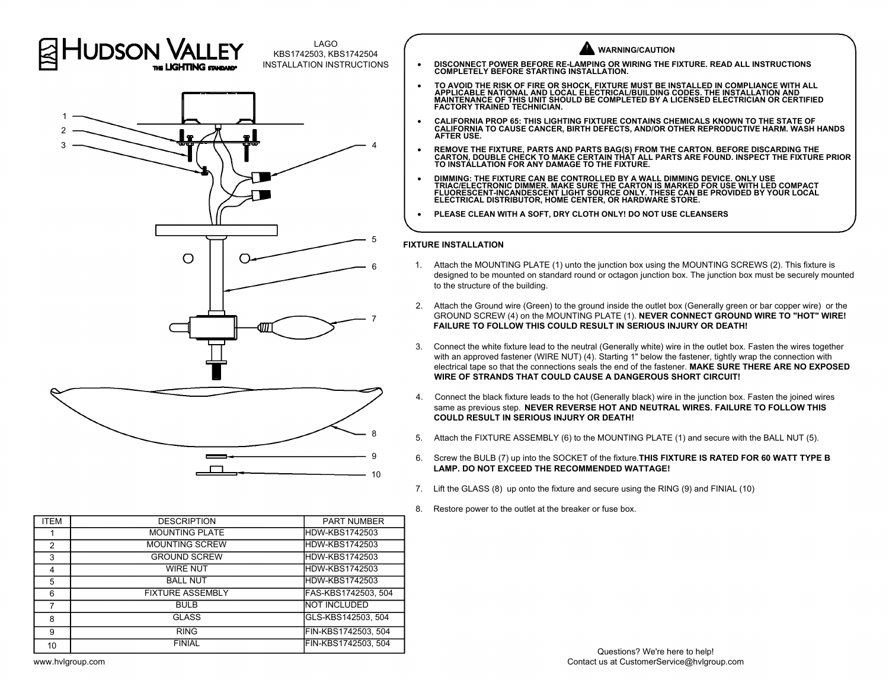# HUDSON VALLEY

THE LIGHTING STANDARD

LAGO
KBS1742503, KBS1742504
INSTALLATION INSTRUCTIONS

1
2
3
4
5
6
7
8
9
10

| ITEM | DESCRIPTION | PART NUMBER |
|---|---|---|
| 1 | MOUNTING PLATE | HDW-KBS1742503 |
| 2 | MOUNTING SCREW | HDW-KBS1742503 |
| 3 | GROUND SCREW | HDW-KBS1742503 |
| 4 | WIRE NUT | HDW-KBS1742503 |
| 5 | BALL NUT | HDW-KBS1742503 |
| 6 | FIXTURE ASSEMBLY | FAS-KBS1742503, 504 |
| 7 | BULB | NOT INCLUDED |
| 8 | GLASS | GLS-KBS142503, 504 |
| 9 | RING | FIN-KBS1742503, 504 |
| 10 | FINIAL | FIN-KBS1742503, 504 |

www.hvlgroup.com

## WARNING/CAUTION

- **DISCONNECT POWER BEFORE RE-LAMPING OR WIRING THE FIXTURE. READ ALL INSTRUCTIONS COMPLETELY BEFORE STARTING INSTALLATION.**
- **TO AVOID THE RISK OF FIRE OR SHOCK, FIXTURE MUST BE INSTALLED IN COMPLIANCE WITH ALL APPLICABLE NATIONAL AND LOCAL ELECTRICAL/BUILDING CODES. THE INSTALLATION AND MAINTENANCE OF THIS UNIT SHOULD BE COMPLETED BY A LICENSED ELECTRICIAN OR CERTIFIED FACTORY TRAINED TECHNICIAN.**
- **CALIFORNIA PROP 65: THIS LIGHTING FIXTURE CONTAINS CHEMICALS KNOWN TO THE STATE OF CALIFORNIA TO CAUSE CANCER, BIRTH DEFECTS, AND/OR OTHER REPRODUCTIVE HARM. WASH HANDS AFTER USE.**
- **REMOVE THE FIXTURE, PARTS AND PARTS BAG(S) FROM THE CARTON. BEFORE DISCARDING THE CARTON, DOUBLE CHECK TO MAKE CERTAIN THAT ALL PARTS ARE FOUND. INSPECT THE FIXTURE PRIOR TO INSTALLATION FOR ANY DAMAGE TO THE FIXTURE.**
- **DIMMING: THE FIXTURE CAN BE CONTROLLED BY A WALL DIMMING DEVICE. ONLY USE TRIAC/ELECTRONIC DIMMER. MAKE SURE THE CARTON IS MARKED FOR USE WITH LED COMPACT FLUORESCENT-INCANDESCENT LIGHT SOURCE ONLY. THESE CAN BE PROVIDED BY YOUR LOCAL ELECTRICAL DISTRIBUTOR, HOME CENTER, OR HARDWARE STORE.**
- **PLEASE CLEAN WITH A SOFT, DRY CLOTH ONLY! DO NOT USE CLEANSERS**

## FIXTURE INSTALLATION

1. Attach the MOUNTING PLATE (1) unto the junction box using the MOUNTING SCREWS (2). This fixture is designed to be mounted on standard round or octagon junction box. The junction box must be securely mounted to the structure of the building.
2. Attach the Ground wire (Green) to the ground inside the outlet box (Generally green or bar copper wire) or the GROUND SCREW (4) on the MOUNTING PLATE (1). **NEVER CONNECT GROUND WIRE TO "HOT" WIRE! FAILURE TO FOLLOW THIS COULD RESULT IN SERIOUS INJURY OR DEATH!**
3. Connect the white fixture lead to the neutral (Generally white) wire in the outlet box. Fasten the wires together with an approved fastener (WIRE NUT) (4). Starting 1" below the fastener, tightly wrap the connection with electrical tape so that the connections seals the end of the fastener. **MAKE SURE THERE ARE NO EXPOSED WIRE OF STRANDS THAT COULD CAUSE A DANGEROUS SHORT CIRCUIT!**
4. Connect the black fixture leads to the hot (Generally black) wire in the junction box. Fasten the joined wires same as previous step. **NEVER REVERSE HOT AND NEUTRAL WIRES. FAILURE TO FOLLOW THIS COULD RESULT IN SERIOUS INJURY OR DEATH!**
5. Attach the FIXTURE ASSEMBLY (6) to the MOUNTING PLATE (1) and secure with the BALL NUT (5).
6. Screw the BULB (7) up into the SOCKET of the fixture.**THIS FIXTURE IS RATED FOR 60 WATT TYPE B LAMP. DO NOT EXCEED THE RECOMMENDED WATTAGE!**
7. Lift the GLASS (8) up onto the fixture and secure using the RING (9) and FINIAL (10)
8. Restore power to the outlet at the breaker or fuse box.

Questions? We're here to help!
Contact us at CustomerService@hvlgroup.com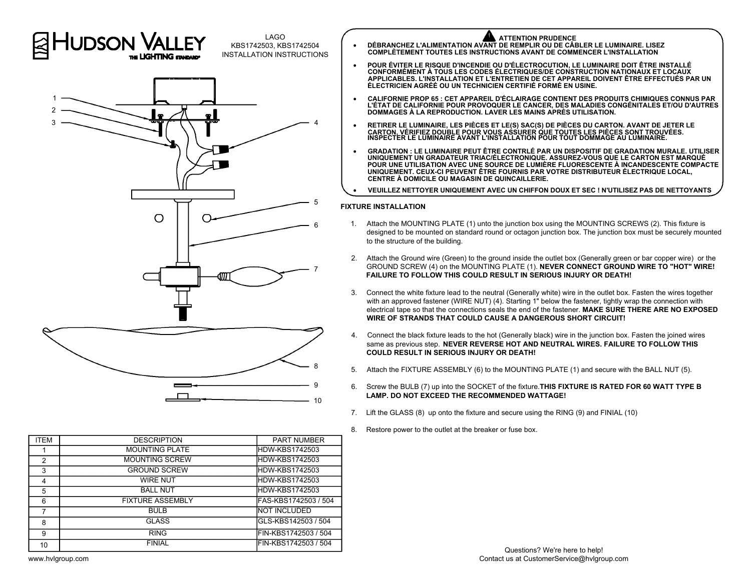# HUDSON VALLEY
THE LIGHTING STANDARD

LAGO
KBS1742503, KBS1742504
INSTALLATION INSTRUCTIONS

1
2
3
4
5
6
7
8
9
10

| ITEM | DESCRIPTION | PART NUMBER |
|---|---|---|
| 1 | MOUNTING PLATE | HDW-KBS1742503 |
| 2 | MOUNTING SCREW | HDW-KBS1742503 |
| 3 | GROUND SCREW | HDW-KBS1742503 |
| 4 | WIRE NUT | HDW-KBS1742503 |
| 5 | BALL NUT | HDW-KBS1742503 |
| 6 | FIXTURE ASSEMBLY | FAS-KBS1742503 / 504 |
| 7 | BULB | NOT INCLUDED |
| 8 | GLASS | GLS-KBS142503 / 504 |
| 9 | RING | FIN-KBS1742503 / 504 |
| 10 | FINIAL | FIN-KBS1742503 / 504 |

www.hvlgroup.com

**ATTENTION PRUDENCE**

- **DÉBRANCHEZ L'ALIMENTATION AVANT DE REMPLIR OU DE CÂBLER LE LUMINAIRE. LISEZ COMPLÈTEMENT TOUTES LES INSTRUCTIONS AVANT DE COMMENCER L'INSTALLATION**
- **POUR ÉVITER LE RISQUE D'INCENDIE OU D'ÉLECTROCUTION, LE LUMINAIRE DOIT ÊTRE INSTALLÉ CONFORMÉMENT À TOUS LES CODES ÉLECTRIQUES/DE CONSTRUCTION NATIONAUX ET LOCAUX APPLICABLES. L'INSTALLATION ET L'ENTRETIEN DE CET APPAREIL DOIVENT ÊTRE EFFECTUÉS PAR UN ÉLECTRICIEN AGRÉÉ OU UN TECHNICIEN CERTIFIÉ FORMÉ EN USINE.**
- **CALIFORNIE PROP 65 : CET APPAREIL D'ÉCLAIRAGE CONTIENT DES PRODUITS CHIMIQUES CONNUS PAR L'ÉTAT DE CALIFORNIE POUR PROVOQUER LE CANCER, DES MALADIES CONGÉNITALES ET/OU D'AUTRES DOMMAGES À LA REPRODUCTION. LAVER LES MAINS APRÈS UTILISATION.**
- **RETIRER LE LUMINAIRE, LES PIÈCES ET LE(S) SAC(S) DE PIÈCES DU CARTON. AVANT DE JETER LE CARTON, VÉRIFIEZ DOUBLE POUR VOUS ASSURER QUE TOUTES LES PIÈCES SONT TROUVÉES. INSPECTER LE LUMINAIRE AVANT L'INSTALLATION POUR TOUT DOMMAGE AU LUMINAIRE.**
- **GRADATION : LE LUMINAIRE PEUT ÊTRE CONTRLÉ PAR UN DISPOSITIF DE GRADATION MURALE. UTILISER UNIQUEMENT UN GRADATEUR TRIAC/ÉLECTRONIQUE. ASSUREZ-VOUS QUE LE CARTON EST MARQUÉ POUR UNE UTILISATION AVEC UNE SOURCE DE LUMIÈRE FLUORESCENTE À INCANDESCENTE COMPACTE UNIQUEMENT. CEUX-CI PEUVENT ÊTRE FOURNIS PAR VOTRE DISTRIBUTEUR ÉLECTRIQUE LOCAL, CENTRE À DOMICILE OU MAGASIN DE QUINCAILLERIE.**
- **VEUILLEZ NETTOYER UNIQUEMENT AVEC UN CHIFFON DOUX ET SEC ! N'UTILISEZ PAS DE NETTOYANTS**

**FIXTURE INSTALLATION**

1. Attach the MOUNTING PLATE (1) unto the junction box using the MOUNTING SCREWS (2). This fixture is designed to be mounted on standard round or octagon junction box. The junction box must be securely mounted to the structure of the building.
2. Attach the Ground wire (Green) to the ground inside the outlet box (Generally green or bar copper wire) or the GROUND SCREW (4) on the MOUNTING PLATE (1). **NEVER CONNECT GROUND WIRE TO "HOT" WIRE! FAILURE TO FOLLOW THIS COULD RESULT IN SERIOUS INJURY OR DEATH!**
3. Connect the white fixture lead to the neutral (Generally white) wire in the outlet box. Fasten the wires together with an approved fastener (WIRE NUT) (4). Starting 1" below the fastener, tightly wrap the connection with electrical tape so that the connections seals the end of the fastener. **MAKE SURE THERE ARE NO EXPOSED WIRE OF STRANDS THAT COULD CAUSE A DANGEROUS SHORT CIRCUIT!**
4. Connect the black fixture leads to the hot (Generally black) wire in the junction box. Fasten the joined wires same as previous step. **NEVER REVERSE HOT AND NEUTRAL WIRES. FAILURE TO FOLLOW THIS COULD RESULT IN SERIOUS INJURY OR DEATH!**
5. Attach the FIXTURE ASSEMBLY (6) to the MOUNTING PLATE (1) and secure with the BALL NUT (5).
6. Screw the BULB (7) up into the SOCKET of the fixture.**THIS FIXTURE IS RATED FOR 60 WATT TYPE B LAMP. DO NOT EXCEED THE RECOMMENDED WATTAGE!**
7. Lift the GLASS (8) up onto the fixture and secure using the RING (9) and FINIAL (10)
8. Restore power to the outlet at the breaker or fuse box.

Questions? We're here to help!
Contact us at CustomerService@hvlgroup.com